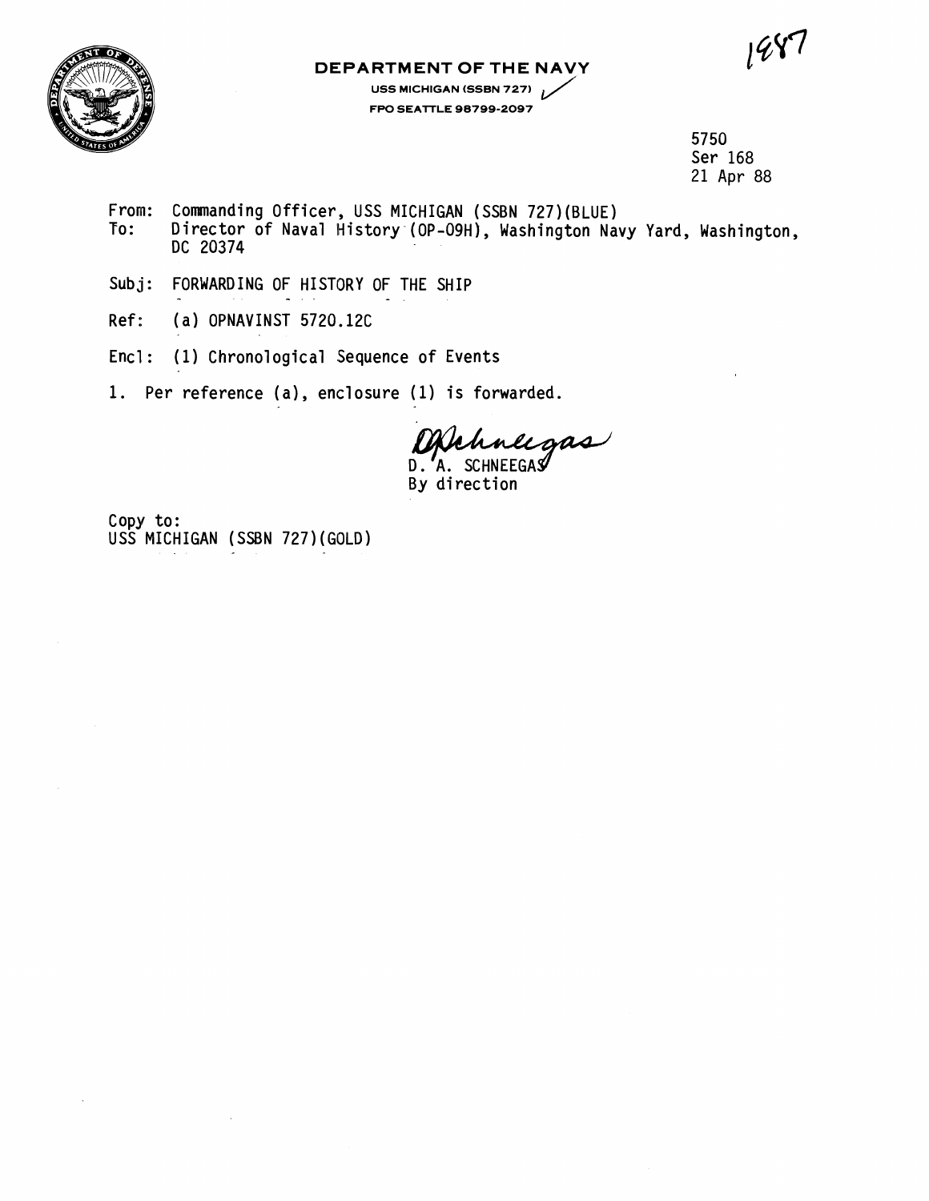1987

**DEPARTMENT OF THE NAVY**
USS MICHIGAN (SSBN 727)
FPO SEATTLE 98799-2097

5750
Ser 168
21 Apr 88

From: Commanding Officer, USS MICHIGAN (SSBN 727)(BLUE)
To: Director of Naval History (OP-09H), Washington Navy Yard, Washington, DC 20374

Subj: FORWARDING OF HISTORY OF THE SHIP

Ref: (a) OPNAVINST 5720.12C

Encl: (1) Chronological Sequence of Events

1. Per reference (a), enclosure (1) is forwarded.

D. A. SCHNEEGAS
By direction

Copy to:
USS MICHIGAN (SSBN 727)(GOLD)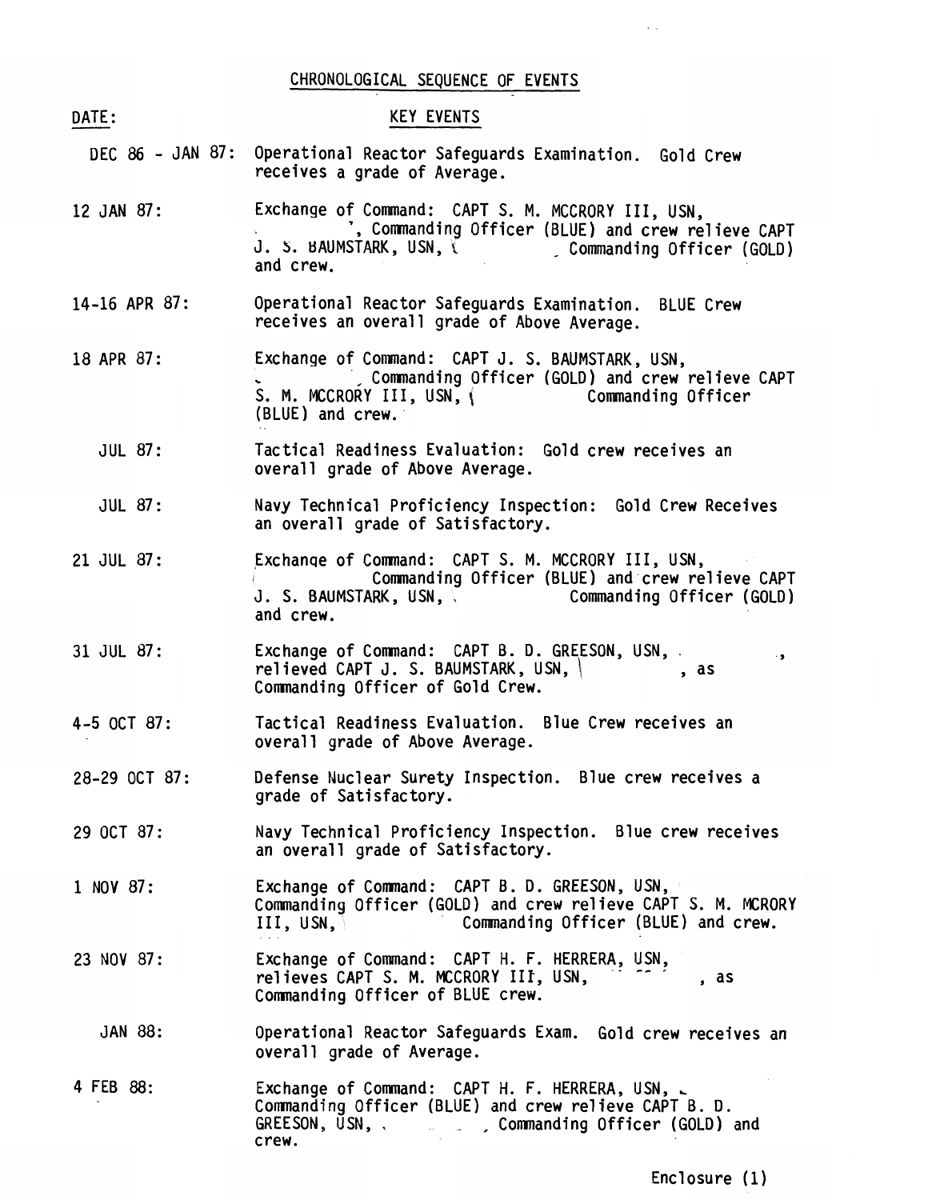CHRONOLOGICAL SEQUENCE OF EVENTS

| DATE: | KEY EVENTS |
|---|---|
| DEC 86 - JAN 87: | Operational Reactor Safeguards Examination. Gold Crew receives a grade of Average. |
| 12 JAN 87: | Exchange of Command: CAPT S. M. MCCRORY III, USN, , Commanding Officer (BLUE) and crew relieve CAPT J. S. BAUMSTARK, USN, , Commanding Officer (GOLD) and crew. |
| 14-16 APR 87: | Operational Reactor Safeguards Examination. BLUE Crew receives an overall grade of Above Average. |
| 18 APR 87: | Exchange of Command: CAPT J. S. BAUMSTARK, USN, , Commanding Officer (GOLD) and crew relieve CAPT S. M. MCCRORY III, USN, Commanding Officer (BLUE) and crew. |
| JUL 87: | Tactical Readiness Evaluation: Gold crew receives an overall grade of Above Average. |
| JUL 87: | Navy Technical Proficiency Inspection: Gold Crew Receives an overall grade of Satisfactory. |
| 21 JUL 87: | Exchange of Command: CAPT S. M. MCCRORY III, USN, Commanding Officer (BLUE) and crew relieve CAPT J. S. BAUMSTARK, USN, Commanding Officer (GOLD) and crew. |
| 31 JUL 87: | Exchange of Command: CAPT B. D. GREESON, USN, , relieved CAPT J. S. BAUMSTARK, USN, , as Commanding Officer of Gold Crew. |
| 4-5 OCT 87: | Tactical Readiness Evaluation. Blue Crew receives an overall grade of Above Average. |
| 28-29 OCT 87: | Defense Nuclear Surety Inspection. Blue crew receives a grade of Satisfactory. |
| 29 OCT 87: | Navy Technical Proficiency Inspection. Blue crew receives an overall grade of Satisfactory. |
| 1 NOV 87: | Exchange of Command: CAPT B. D. GREESON, USN, Commanding Officer (GOLD) and crew relieve CAPT S. M. MCRORY III, USN, Commanding Officer (BLUE) and crew. |
| 23 NOV 87: | Exchange of Command: CAPT H. F. HERRERA, USN, relieves CAPT S. M. MCCRORY III, USN, , as Commanding Officer of BLUE crew. |
| JAN 88: | Operational Reactor Safeguards Exam. Gold crew receives an overall grade of Average. |
| 4 FEB 88: | Exchange of Command: CAPT H. F. HERRERA, USN, Commanding Officer (BLUE) and crew relieve CAPT B. D. GREESON, USN, , Commanding Officer (GOLD) and crew. |

Enclosure (1)